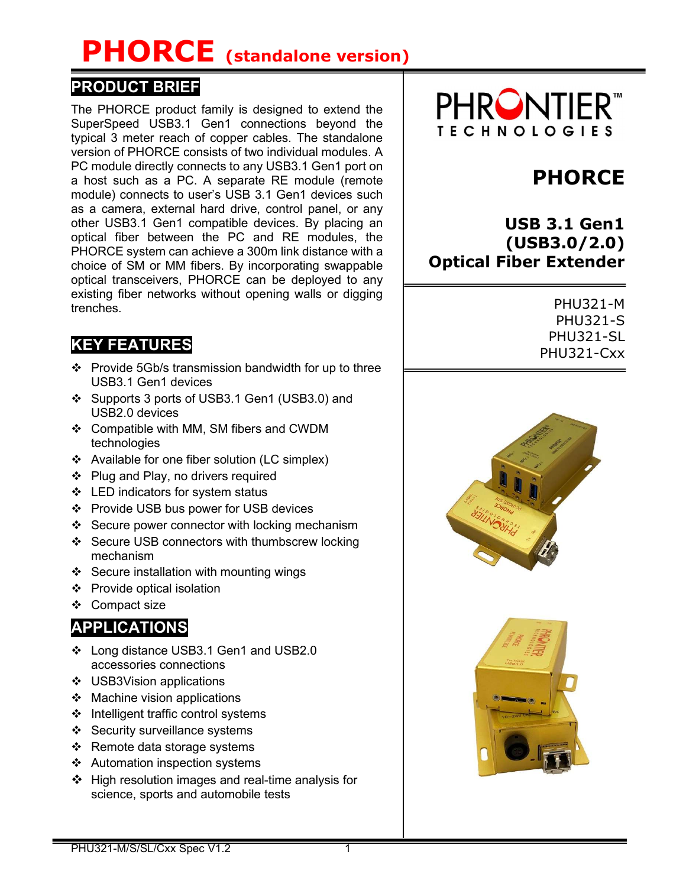# PHORCE (standalone version)

PHRONTIER TECHNOLOGIES

## PHORCE

### USB 3.1 Gen1 (USB3.0/2.0) Optical Fiber Extender

PHU321-M
PHU321-S
PHU321-SL
PHU321-Cxx

## PRODUCT BRIEF

The PHORCE product family is designed to extend the SuperSpeed USB3.1 Gen1 connections beyond the typical 3 meter reach of copper cables. The standalone version of PHORCE consists of two individual modules. A PC module directly connects to any USB3.1 Gen1 port on a host such as a PC. A separate RE module (remote module) connects to user's USB 3.1 Gen1 devices such as a camera, external hard drive, control panel, or any other USB3.1 Gen1 compatible devices. By placing an optical fiber between the PC and RE modules, the PHORCE system can achieve a 300m link distance with a choice of SM or MM fibers. By incorporating swappable optical transceivers, PHORCE can be deployed to any existing fiber networks without opening walls or digging trenches.

## KEY FEATURES

- Provide 5Gb/s transmission bandwidth for up to three USB3.1 Gen1 devices
- Supports 3 ports of USB3.1 Gen1 (USB3.0) and USB2.0 devices
- Compatible with MM, SM fibers and CWDM technologies
- Available for one fiber solution (LC simplex)
- Plug and Play, no drivers required
- LED indicators for system status
- Provide USB bus power for USB devices
- Secure power connector with locking mechanism
- Secure USB connectors with thumbscrew locking mechanism
- Secure installation with mounting wings
- Provide optical isolation
- Compact size

## APPLICATIONS

- Long distance USB3.1 Gen1 and USB2.0 accessories connections
- USB3Vision applications
- Machine vision applications
- Intelligent traffic control systems
- Security surveillance systems
- Remote data storage systems
- Automation inspection systems
- High resolution images and real-time analysis for science, sports and automobile tests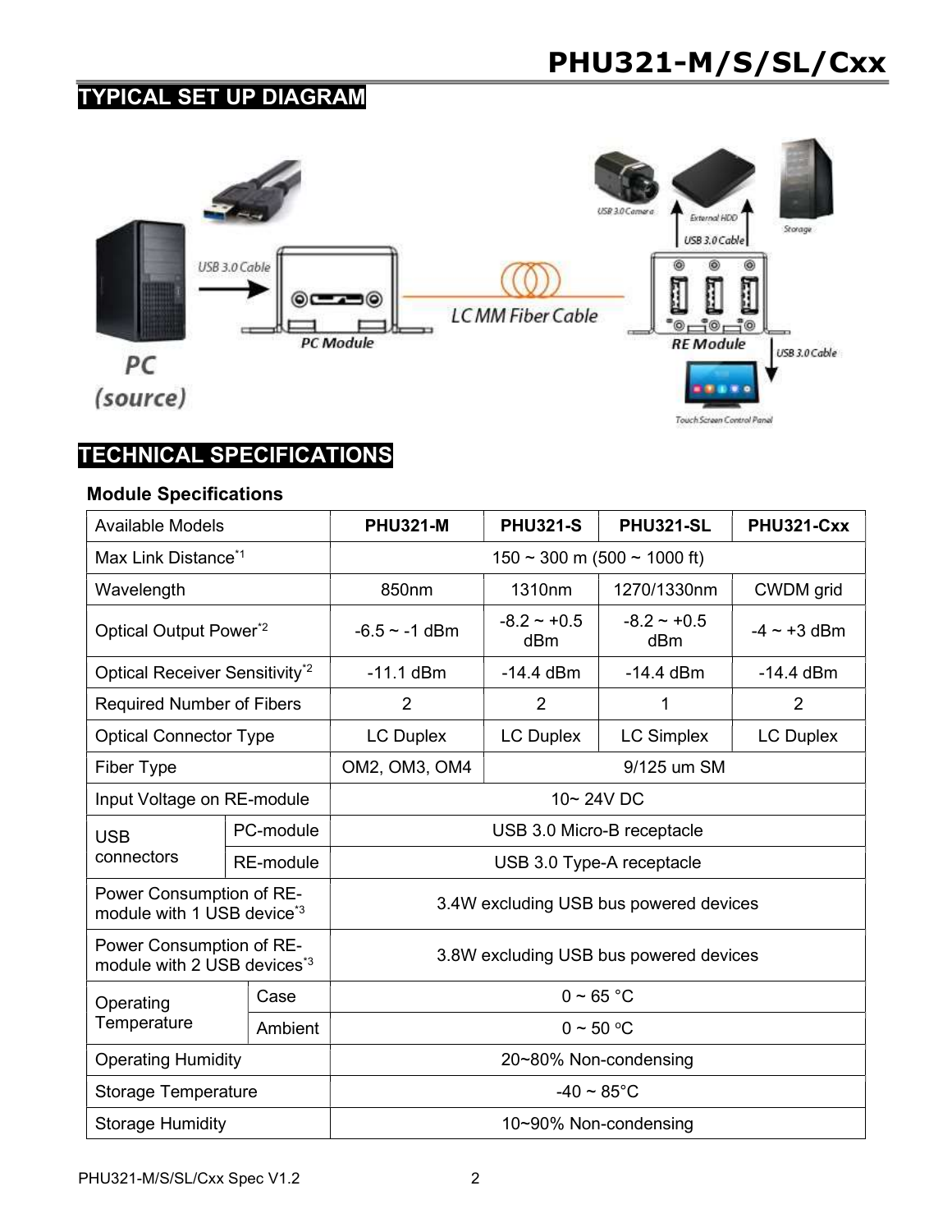## TYPICAL SET UP DIAGRAM

PC (source)

USB 3.0 Cable

PC Module

LC MM Fiber Cable

RE Module

USB 3.0 Camera

External HDD

Storage

USB 3.0 Cable

USB 3.0 Cable

Touch Screen Control Panel

## TECHNICAL SPECIFICATIONS

### Module Specifications

| Available Models | | PHU321-M | PHU321-S | PHU321-SL | PHU321-Cxx |
|---|---|---|---|---|---|
| Max Link Distance[*1] | | 150 ~ 300 m (500 ~ 1000 ft) | | | |
| Wavelength | | 850nm | 1310nm | 1270/1330nm | CWDM grid |
| Optical Output Power[*2] | | -6.5 ~ -1 dBm | -8.2 ~ +0.5 dBm | -8.2 ~ +0.5 dBm | -4 ~ +3 dBm |
| Optical Receiver Sensitivity[*2] | | -11.1 dBm | -14.4 dBm | -14.4 dBm | -14.4 dBm |
| Required Number of Fibers | | 2 | 2 | 1 | 2 |
| Optical Connector Type | | LC Duplex | LC Duplex | LC Simplex | LC Duplex |
| Fiber Type | | OM2, OM3, OM4 | 9/125 um SM | | |
| Input Voltage on RE-module | | 10~ 24V DC | | | |
| USB connectors | PC-module | USB 3.0 Micro-B receptacle | | | |
| | RE-module | USB 3.0 Type-A receptacle | | | |
| Power Consumption of RE-module with 1 USB device[*3] | | 3.4W excluding USB bus powered devices | | | |
| Power Consumption of RE-module with 2 USB devices[*3] | | 3.8W excluding USB bus powered devices | | | |
| Operating Temperature | Case | 0 ~ 65 °C | | | |
| | Ambient | 0 ~ 50 °C | | | |
| Operating Humidity | | 20~80% Non-condensing | | | |
| Storage Temperature | | -40 ~ 85°C | | | |
| Storage Humidity | | 10~90% Non-condensing | | | |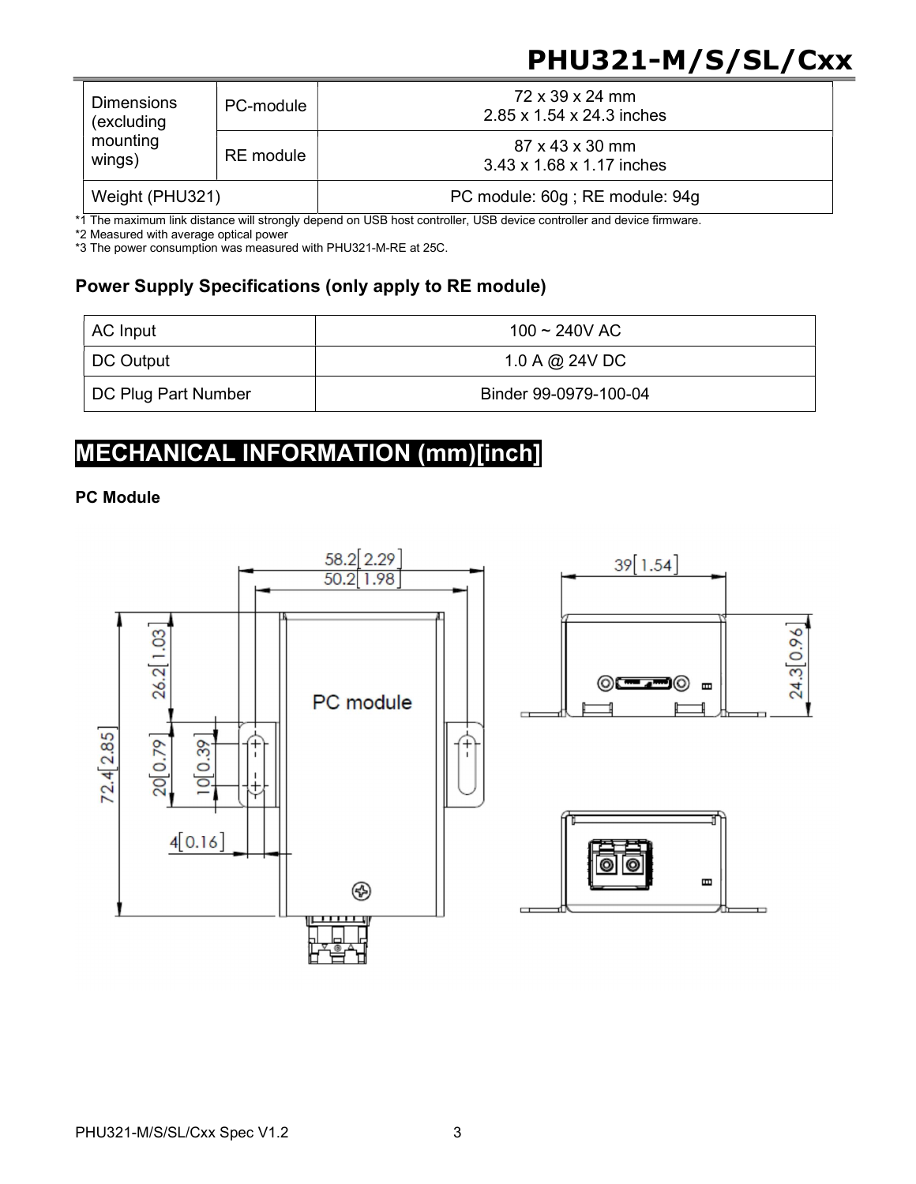| Dimensions (excluding mounting wings) | PC-module | 72 x 39 x 24 mm<br>2.85 x 1.54 x 24.3 inches |
|---|---|---|
| | RE module | 87 x 43 x 30 mm<br>3.43 x 1.68 x 1.17 inches |
| Weight (PHU321) | | PC module: 60g ; RE module: 94g |

*1 The maximum link distance will strongly depend on USB host controller, USB device controller and device firmware.
*2 Measured with average optical power
*3 The power consumption was measured with PHU321-M-RE at 25C.

### Power Supply Specifications (only apply to RE module)

| AC Input | 100 ~ 240V AC |
|---|---|
| DC Output | 1.0 A @ 24V DC |
| DC Plug Part Number | Binder 99-0979-100-04 |

## MECHANICAL INFORMATION (mm)[inch]

### PC Module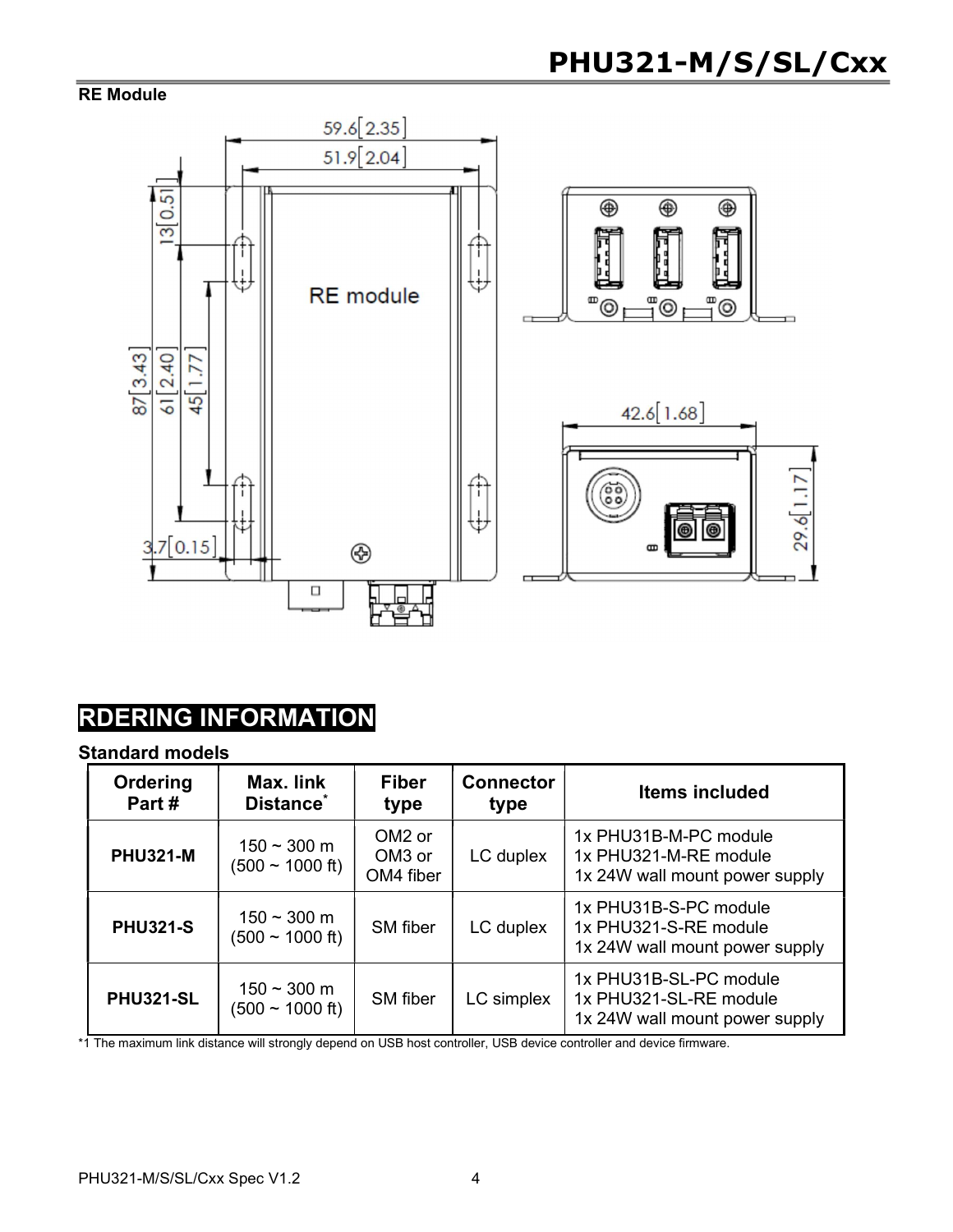**RE Module**

## RDERING INFORMATION

**Standard models**

| Ordering Part # | Max. link Distance* | Fiber type | Connector type | Items included |
|---|---|---|---|---|
| **PHU321-M** | 150 ~ 300 m (500 ~ 1000 ft) | OM2 or OM3 or OM4 fiber | LC duplex | 1x PHU31B-M-PC module<br>1x PHU321-M-RE module<br>1x 24W wall mount power supply |
| **PHU321-S** | 150 ~ 300 m (500 ~ 1000 ft) | SM fiber | LC duplex | 1x PHU31B-S-PC module<br>1x PHU321-S-RE module<br>1x 24W wall mount power supply |
| **PHU321-SL** | 150 ~ 300 m (500 ~ 1000 ft) | SM fiber | LC simplex | 1x PHU31B-SL-PC module<br>1x PHU321-SL-RE module<br>1x 24W wall mount power supply |

*1 The maximum link distance will strongly depend on USB host controller, USB device controller and device firmware.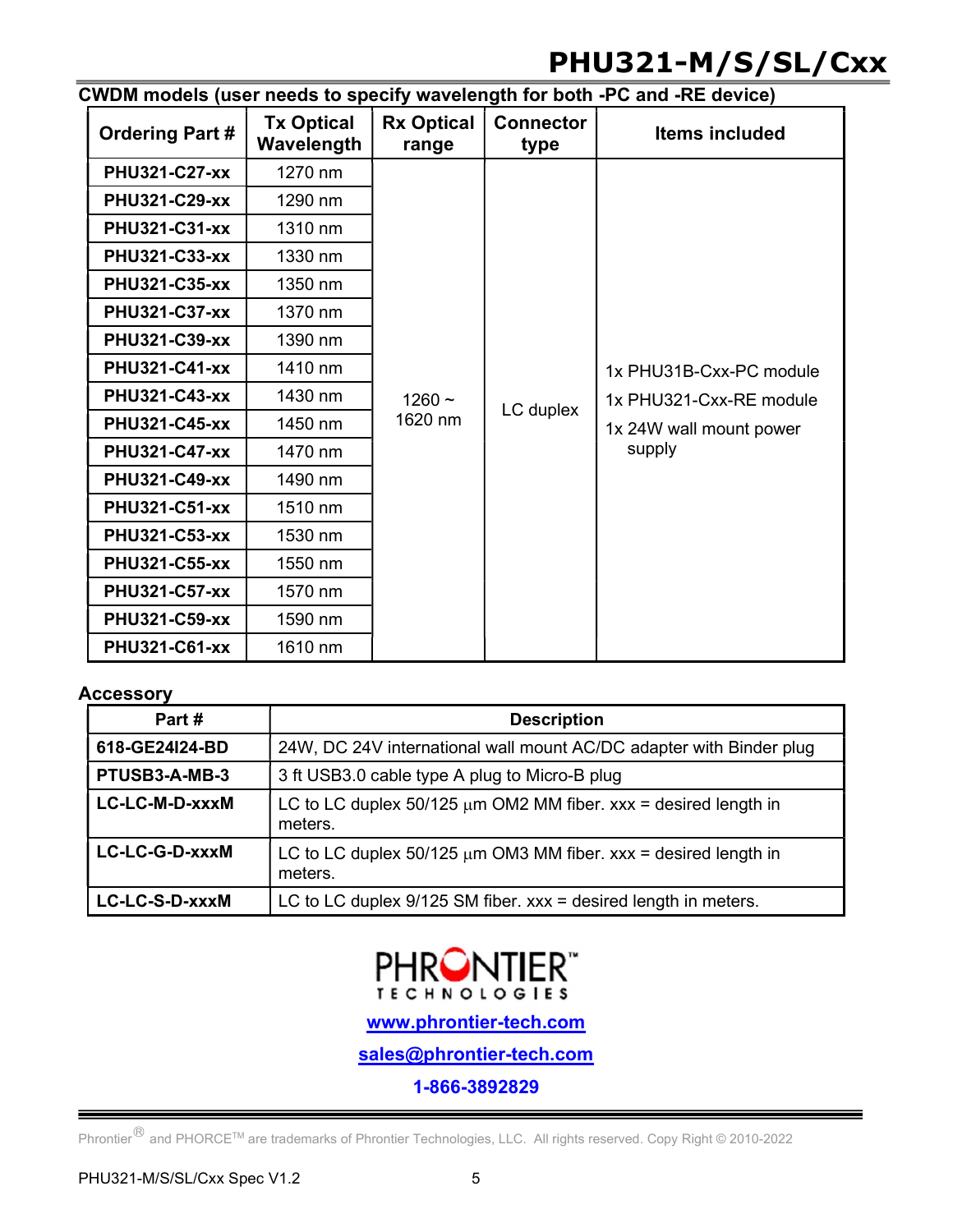# PHU321-M/S/SL/Cxx

**CWDM models (user needs to specify wavelength for both -PC and -RE device)**

| Ordering Part # | Tx Optical Wavelength | Rx Optical range | Connector type | Items included |
|---|---|---|---|---|
| **PHU321-C27-xx** | 1270 nm | 1260 ~ 1620 nm | LC duplex | 1x PHU31B-Cxx-PC module<br>1x PHU321-Cxx-RE module<br>1x 24W wall mount power supply |
| **PHU321-C29-xx** | 1290 nm | | | |
| **PHU321-C31-xx** | 1310 nm | | | |
| **PHU321-C33-xx** | 1330 nm | | | |
| **PHU321-C35-xx** | 1350 nm | | | |
| **PHU321-C37-xx** | 1370 nm | | | |
| **PHU321-C39-xx** | 1390 nm | | | |
| **PHU321-C41-xx** | 1410 nm | | | |
| **PHU321-C43-xx** | 1430 nm | | | |
| **PHU321-C45-xx** | 1450 nm | | | |
| **PHU321-C47-xx** | 1470 nm | | | |
| **PHU321-C49-xx** | 1490 nm | | | |
| **PHU321-C51-xx** | 1510 nm | | | |
| **PHU321-C53-xx** | 1530 nm | | | |
| **PHU321-C55-xx** | 1550 nm | | | |
| **PHU321-C57-xx** | 1570 nm | | | |
| **PHU321-C59-xx** | 1590 nm | | | |
| **PHU321-C61-xx** | 1610 nm | | | |

**Accessory**

| Part # | Description |
|---|---|
| **618-GE24I24-BD** | 24W, DC 24V international wall mount AC/DC adapter with Binder plug |
| **PTUSB3-A-MB-3** | 3 ft USB3.0 cable type A plug to Micro-B plug |
| **LC-LC-M-D-xxxM** | LC to LC duplex 50/125 µm OM2 MM fiber. xxx = desired length in meters. |
| **LC-LC-G-D-xxxM** | LC to LC duplex 50/125 µm OM3 MM fiber. xxx = desired length in meters. |
| **LC-LC-S-D-xxxM** | LC to LC duplex 9/125 SM fiber. xxx = desired length in meters. |

PHRONTIER™ TECHNOLOGIES

www.phrontier-tech.com

sales@phrontier-tech.com

1-866-3892829

Phrontier® and PHORCE™ are trademarks of Phrontier Technologies, LLC. All rights reserved. Copy Right © 2010-2022

PHU321-M/S/SL/Cxx Spec V1.2